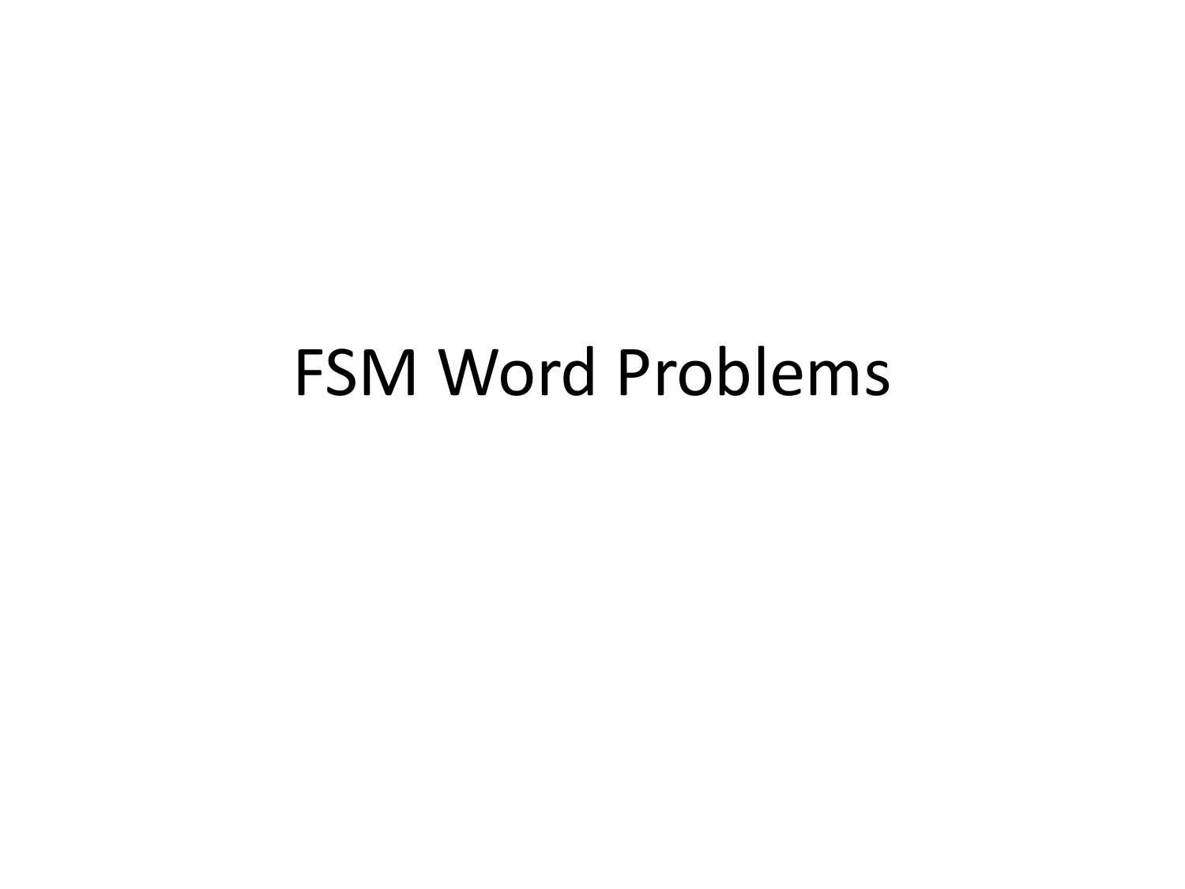# FSM Word Problems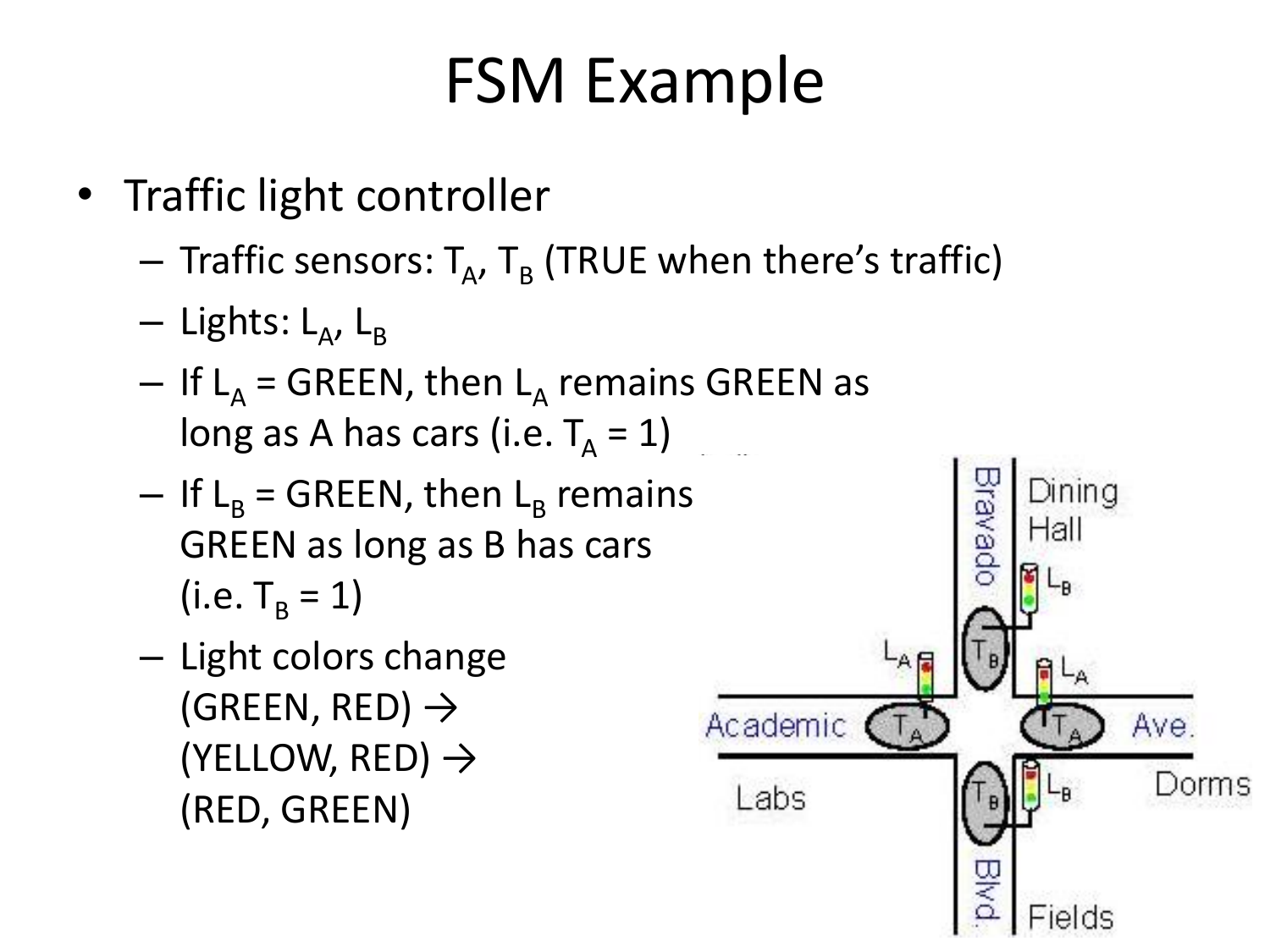# FSM Example

- Traffic light controller
  - Traffic sensors: $T_A$, $T_B$ (TRUE when there's traffic)
  - Lights: $L_A$, $L_B$
  - If $L_A$ = GREEN, then $L_A$ remains GREEN as long as A has cars (i.e. $T_A = 1$)
  - If $L_B$ = GREEN, then $L_B$ remains GREEN as long as B has cars (i.e. $T_B = 1$)
  - Light colors change (GREEN, RED) → (YELLOW, RED) → (RED, GREEN)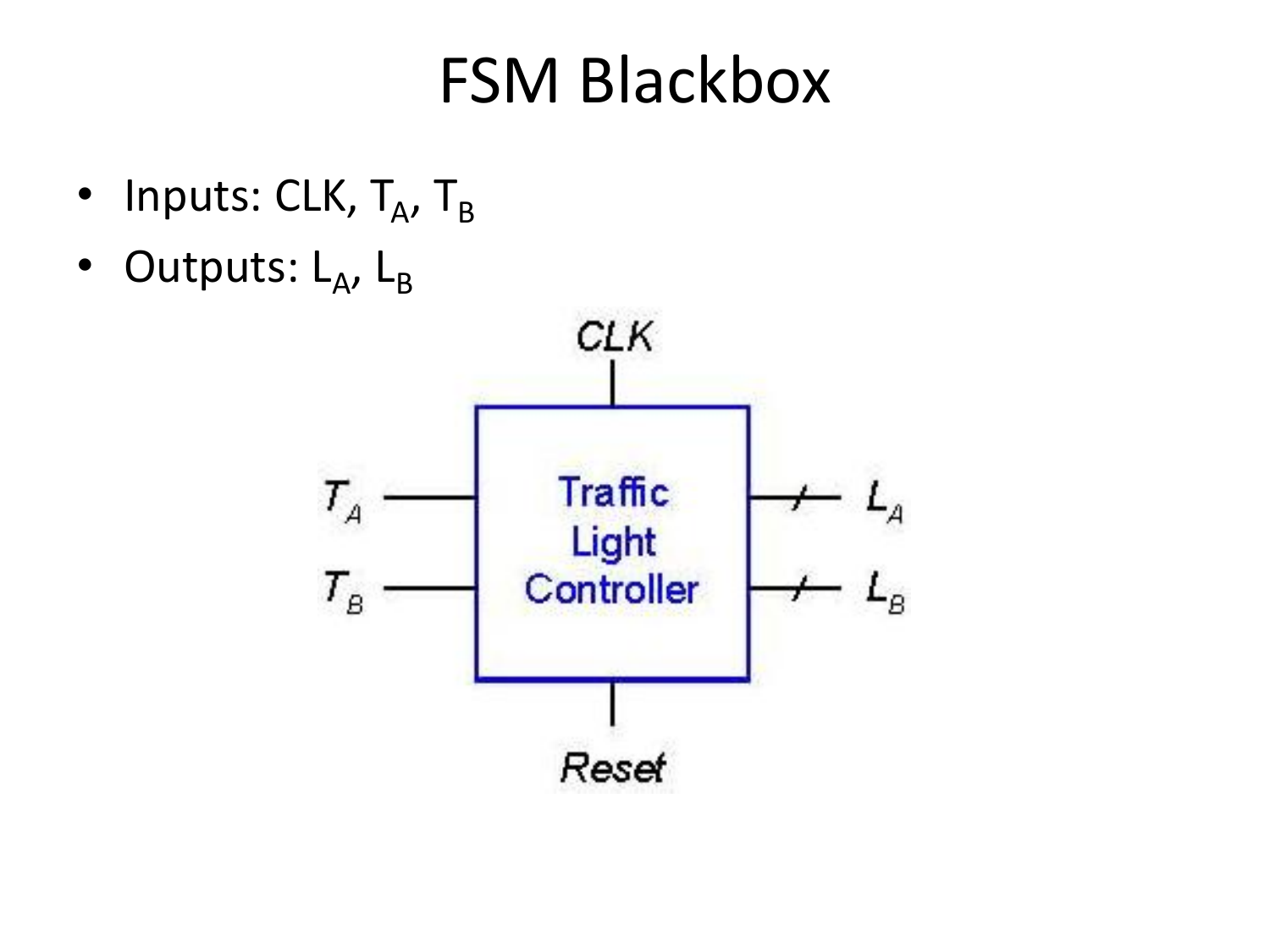# FSM Blackbox

- Inputs: CLK, $T_A$, $T_B$
- Outputs: $L_A$, $L_B$

CLK

$T_A$

$T_B$

Traffic Light Controller

$L_A$

$L_B$

Reset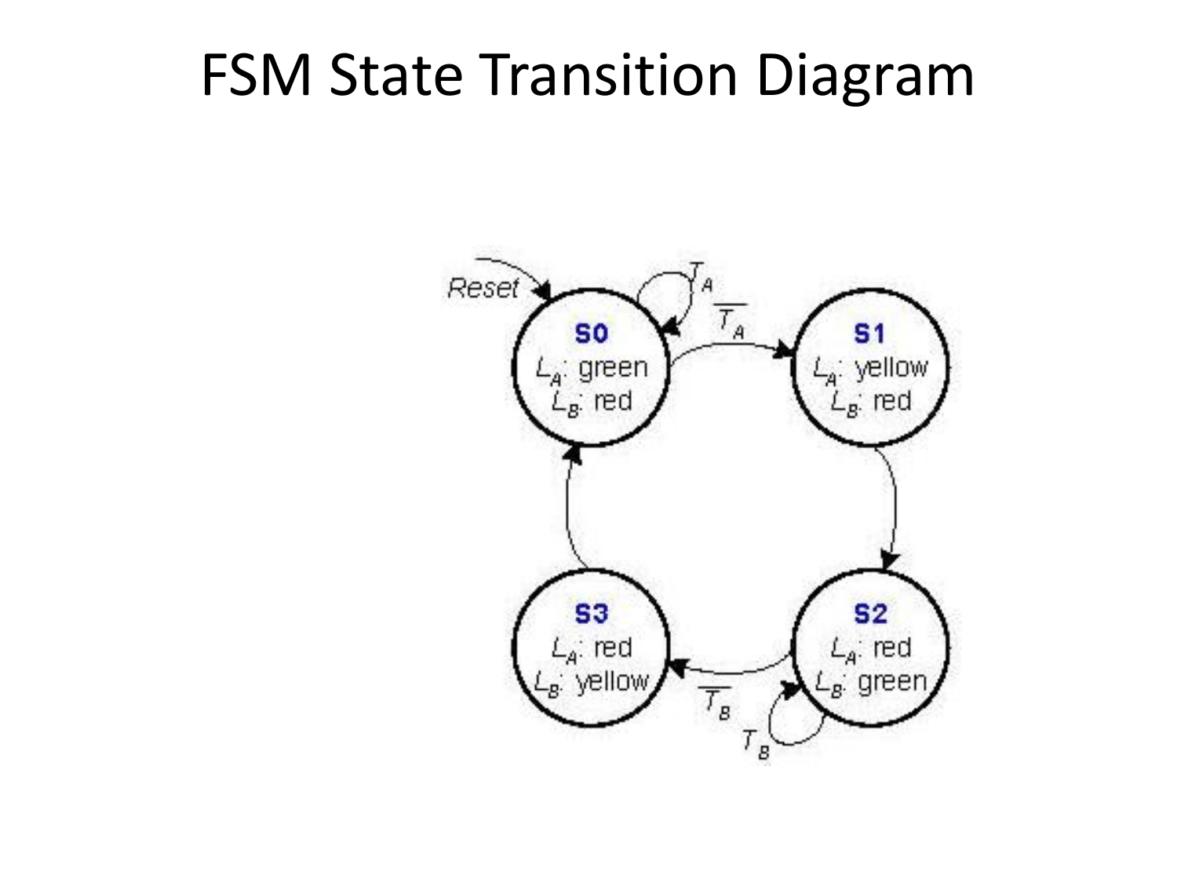# FSM State Transition Diagram

Reset

**S0**
$L_A$: green
$L_B$: red

$T_A$

$\overline{T_A}$

**S1**
$L_A$: yellow
$L_B$: red

**S2**
$L_A$: red
$L_B$: green

$T_B$

$\overline{T_B}$

**S3**
$L_A$: red
$L_B$: yellow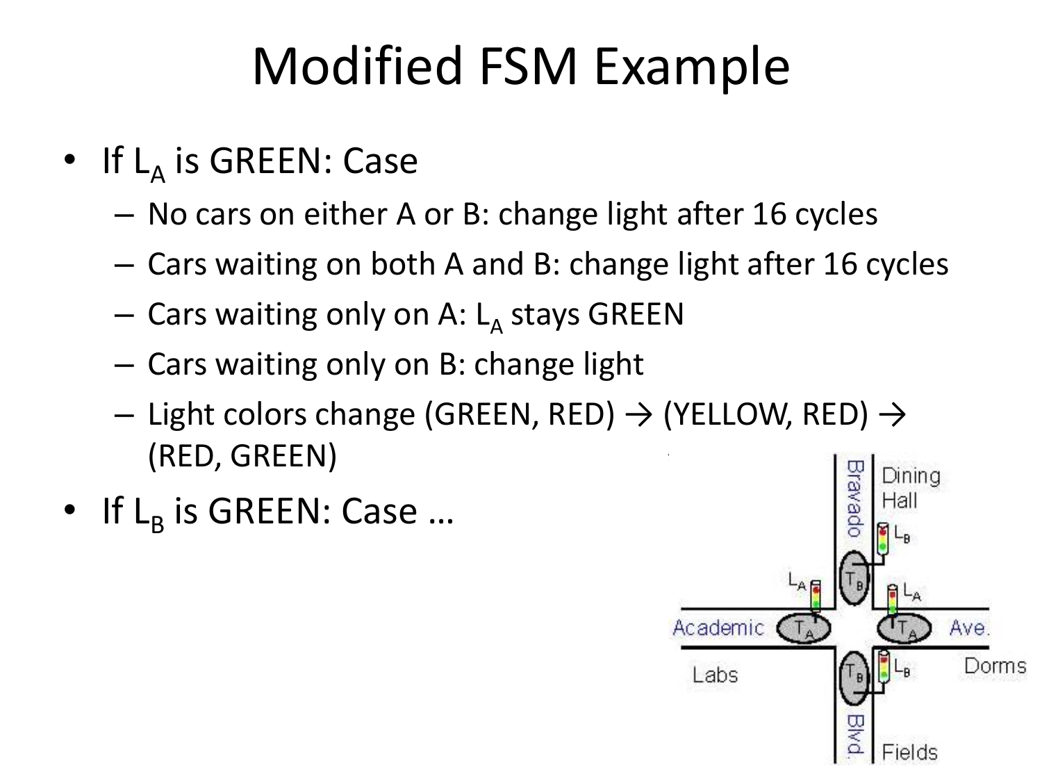# Modified FSM Example

- If $L_A$ is GREEN: Case
  - No cars on either A or B: change light after 16 cycles
  - Cars waiting on both A and B: change light after 16 cycles
  - Cars waiting only on A: $L_A$ stays GREEN
  - Cars waiting only on B: change light
  - Light colors change (GREEN, RED) → (YELLOW, RED) → (RED, GREEN)
- If $L_B$ is GREEN: Case …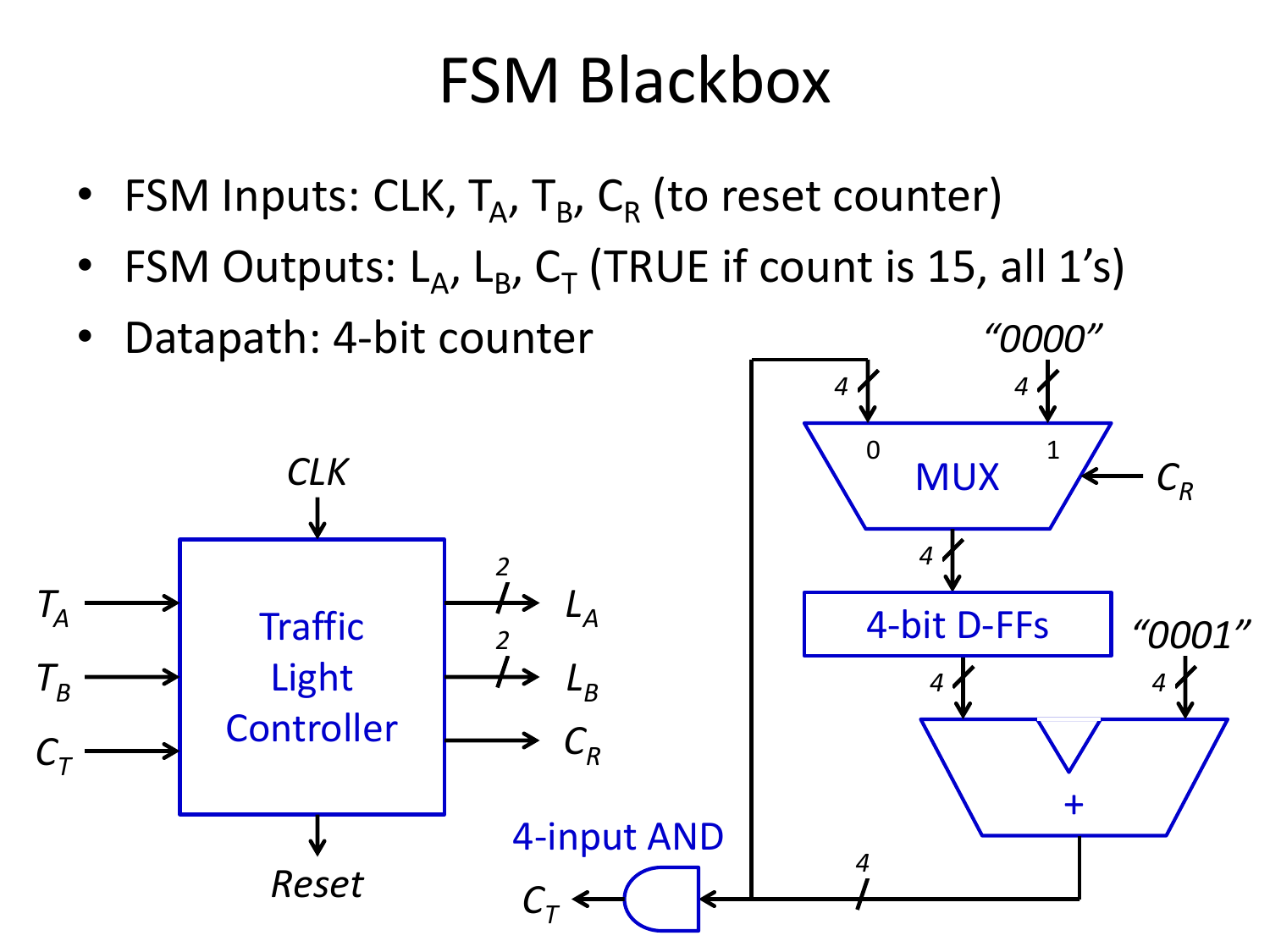# FSM Blackbox

- FSM Inputs: CLK, $T_A$, $T_B$, $C_R$ (to reset counter)
- FSM Outputs: $L_A$, $L_B$, $C_T$ (TRUE if count is 15, all 1's)
- Datapath: 4-bit counter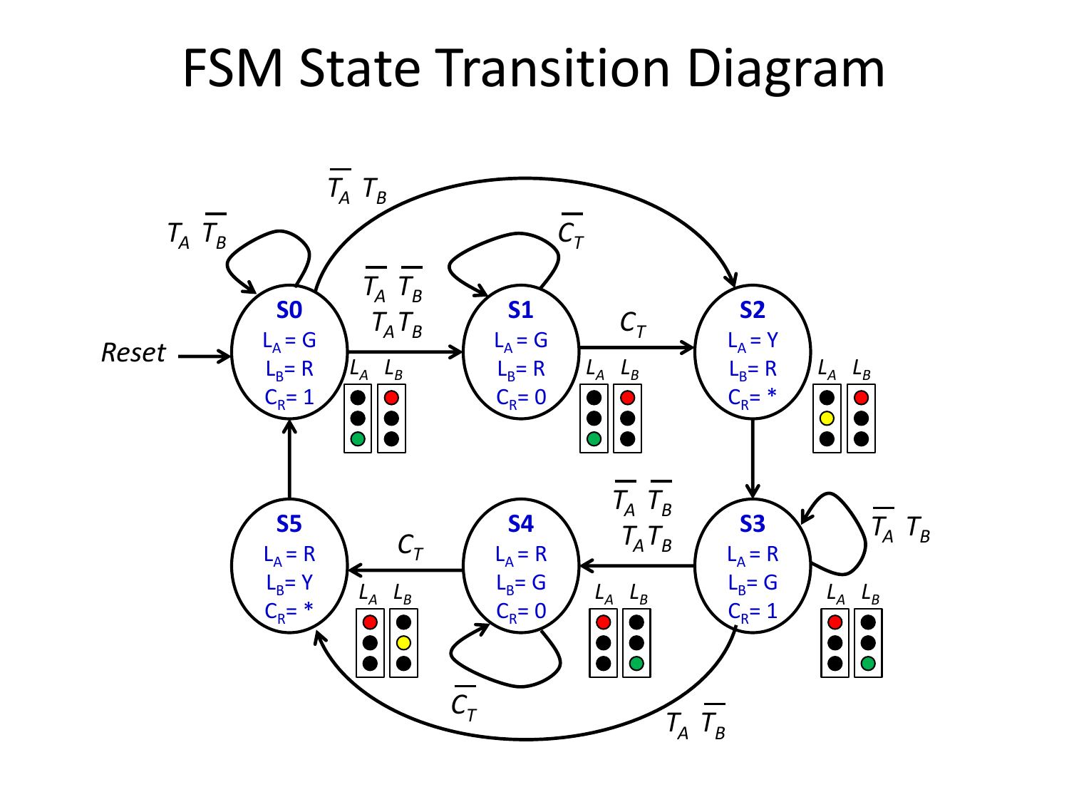# FSM State Transition Diagram

*Reset* → S0

| State | $L_A$ | $L_B$ | $C_R$ |
|---|---|---|---|
| **S0** | G | R | 1 |
| **S1** | G | R | 0 |
| **S2** | Y | R | * |
| **S3** | R | G | 1 |
| **S4** | R | G | 0 |
| **S5** | R | Y | * |

| From | To | Condition |
|---|---|---|
| S0 | S0 | $T_A \overline{T_B}$ |
| S0 | S1 | $\overline{T_A}\,\overline{T_B}$, $T_A T_B$ |
| S0 | S2 | $\overline{T_A} T_B$ |
| S1 | S1 | $\overline{C_T}$ |
| S1 | S2 | $C_T$ |
| S2 | S3 | |
| S3 | S3 | $\overline{T_A} T_B$ |
| S3 | S4 | $\overline{T_A}\,\overline{T_B}$, $T_A T_B$ |
| S3 | S5 | $T_A \overline{T_B}$ |
| S4 | S4 | $\overline{C_T}$ |
| S4 | S5 | $C_T$ |
| S5 | S0 | |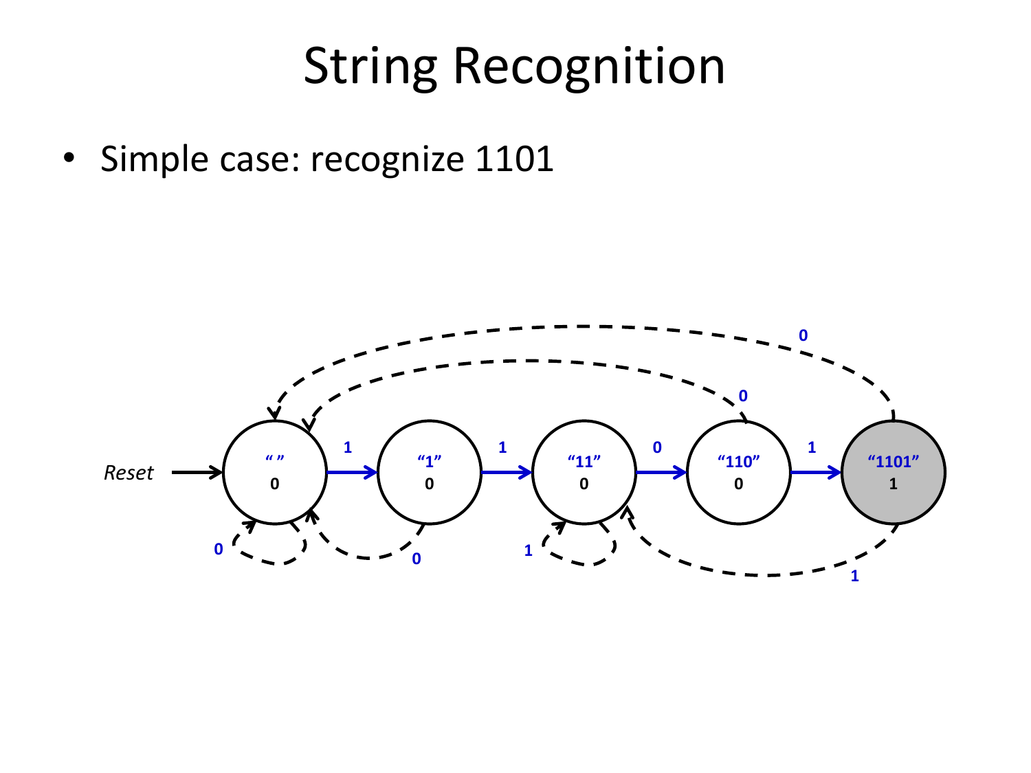# String Recognition

- Simple case: recognize 1101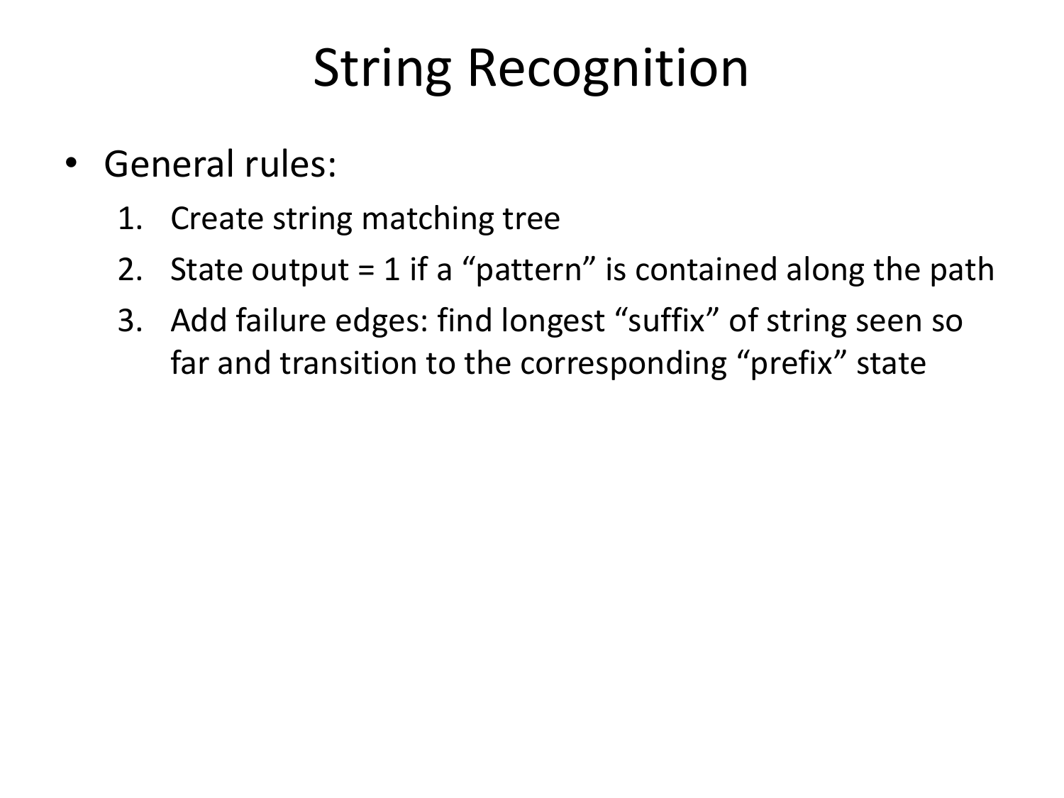# String Recognition

- General rules:
  1. Create string matching tree
  2. State output = 1 if a "pattern" is contained along the path
  3. Add failure edges: find longest "suffix" of string seen so far and transition to the corresponding "prefix" state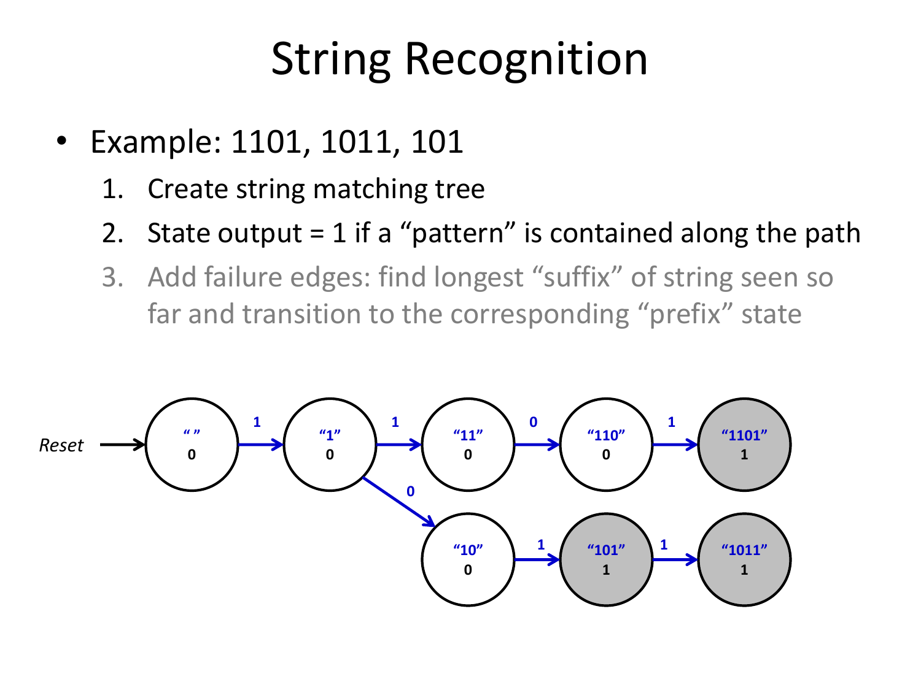# String Recognition

- Example: 1101, 1011, 101
  1. Create string matching tree
  2. State output = 1 if a "pattern" is contained along the path
  3. Add failure edges: find longest "suffix" of string seen so far and transition to the corresponding "prefix" state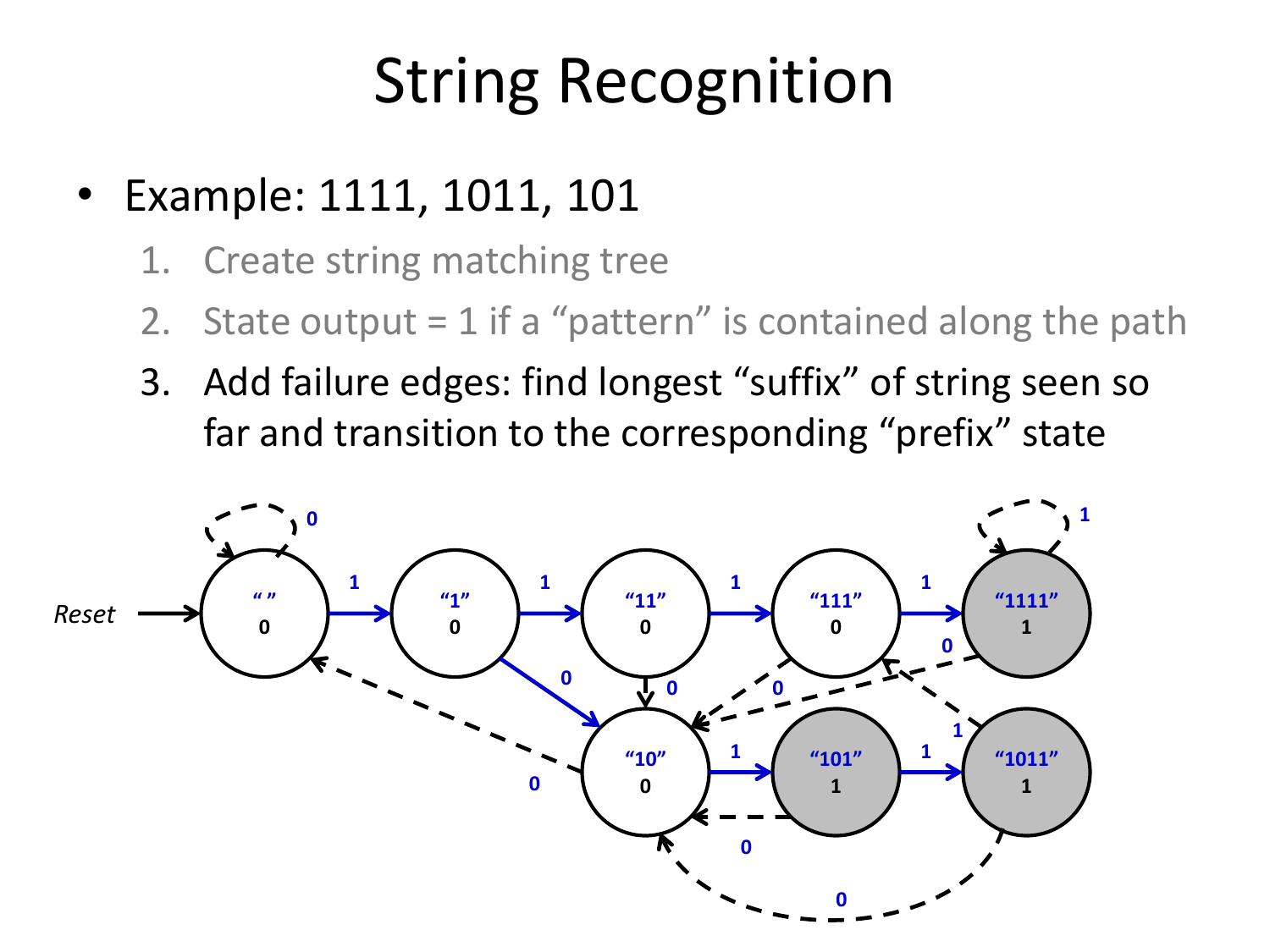# String Recognition

- Example: 1111, 1011, 101
    1. Create string matching tree
    2. State output = 1 if a “pattern” is contained along the path
    3. Add failure edges: find longest “suffix” of string seen so far and transition to the corresponding “prefix” state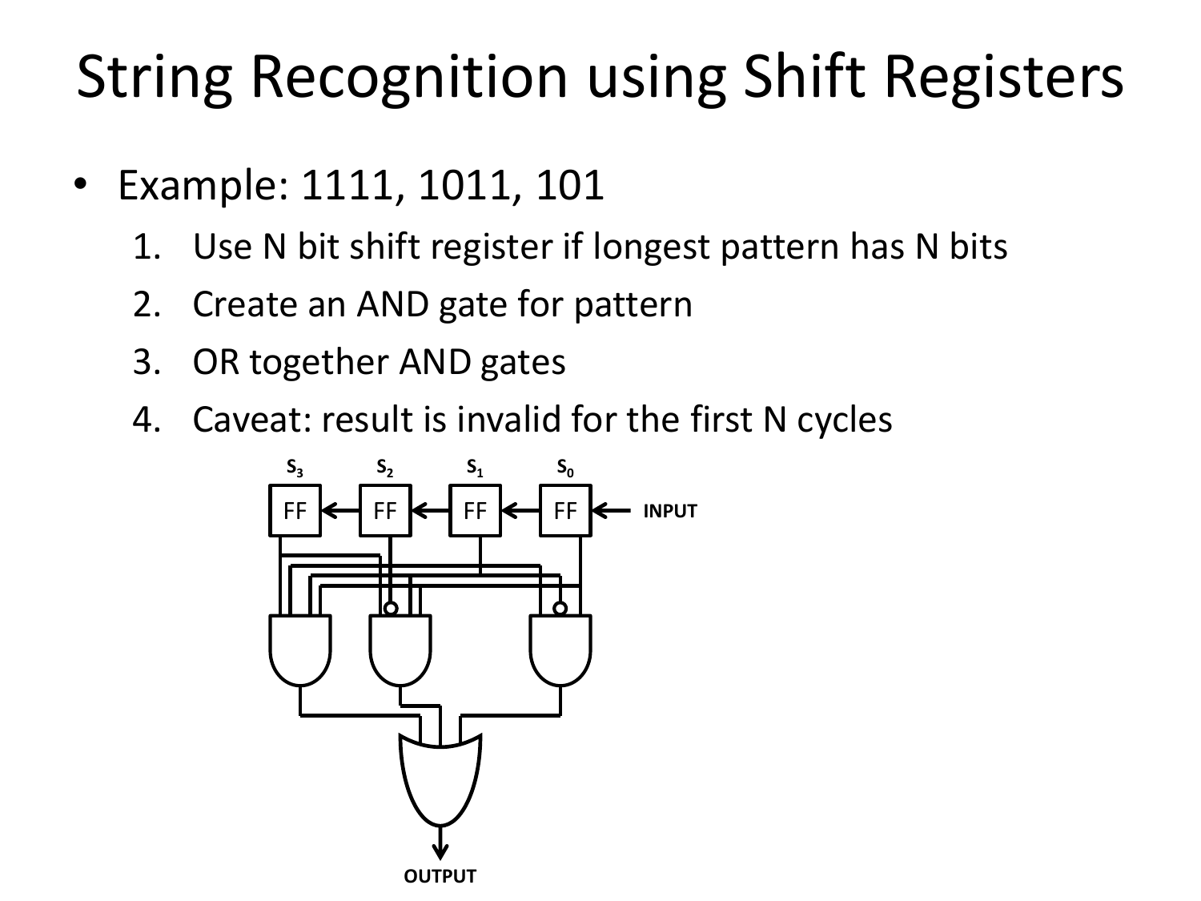# String Recognition using Shift Registers

- Example: 1111, 1011, 101
  1. Use N bit shift register if longest pattern has N bits
  2. Create an AND gate for pattern
  3. OR together AND gates
  4. Caveat: result is invalid for the first N cycles

$S_3$ $S_2$ $S_1$ $S_0$

FF FF FF FF

INPUT

OUTPUT